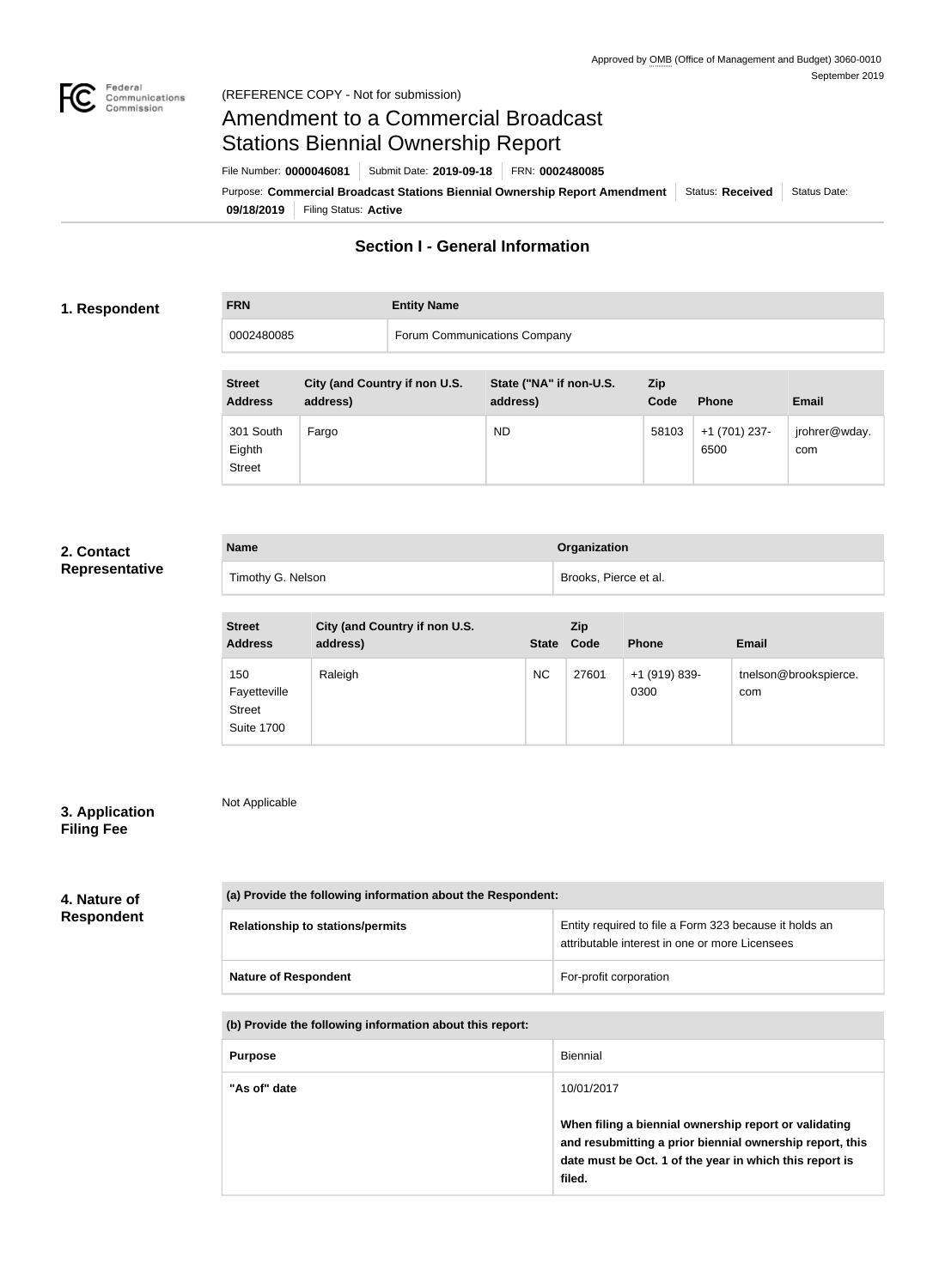Approved by OMB (Office of Management and Budget) 3060-0010
September 2019

(REFERENCE COPY - Not for submission)

# Amendment to a Commercial Broadcast Stations Biennial Ownership Report

File Number: **0000046081** | Submit Date: **2019-09-18** | FRN: **0002480085**

Purpose: **Commercial Broadcast Stations Biennial Ownership Report Amendment** | Status: **Received** | Status Date: **09/18/2019** | Filing Status: **Active**

## Section I - General Information

### 1. Respondent

| FRN | Entity Name |
| --- | --- |
| 0002480085 | Forum Communications Company |

| Street Address | City (and Country if non U.S. address) | State ("NA" if non-U.S. address) | Zip Code | Phone | Email |
| --- | --- | --- | --- | --- | --- |
| 301 South Eighth Street | Fargo | ND | 58103 | +1 (701) 237-6500 | jrohrer@wday.com |

### 2. Contact Representative

| Name | Organization |
| --- | --- |
| Timothy G. Nelson | Brooks, Pierce et al. |

| Street Address | City (and Country if non U.S. address) | State | Zip Code | Phone | Email |
| --- | --- | --- | --- | --- | --- |
| 150 Fayetteville Street Suite 1700 | Raleigh | NC | 27601 | +1 (919) 839-0300 | tnelson@brookspierce.com |

### 3. Application Filing Fee

Not Applicable

### 4. Nature of Respondent

| (a) Provide the following information about the Respondent: | |
| --- | --- |
| Relationship to stations/permits | Entity required to file a Form 323 because it holds an attributable interest in one or more Licensees |
| Nature of Respondent | For-profit corporation |

| (b) Provide the following information about this report: | |
| --- | --- |
| Purpose | Biennial |
| "As of" date | 10/01/2017<br><br>**When filing a biennial ownership report or validating and resubmitting a prior biennial ownership report, this date must be Oct. 1 of the year in which this report is filed.** |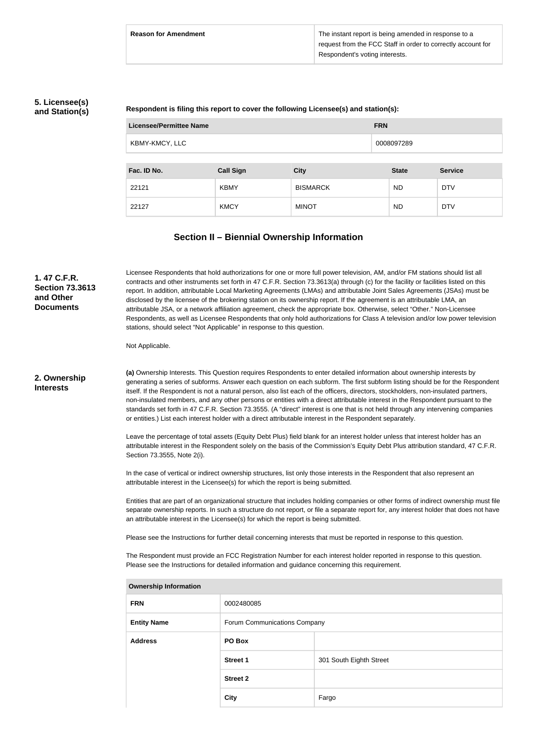| Reason for Amendment | The instant report is being amended in response to a request from the FCC Staff in order to correctly account for Respondent's voting interests. |
|---|---|

**5. Licensee(s) and Station(s)**

**Respondent is filing this report to cover the following Licensee(s) and station(s):**

| Licensee/Permittee Name | FRN |
|---|---|
| KBMY-KMCY, LLC | 0008097289 |

| Fac. ID No. | Call Sign | City | State | Service |
|---|---|---|---|---|
| 22121 | KBMY | BISMARCK | ND | DTV |
| 22127 | KMCY | MINOT | ND | DTV |

## Section II – Biennial Ownership Information

**1. 47 C.F.R. Section 73.3613 and Other Documents**

Licensee Respondents that hold authorizations for one or more full power television, AM, and/or FM stations should list all contracts and other instruments set forth in 47 C.F.R. Section 73.3613(a) through (c) for the facility or facilities listed on this report. In addition, attributable Local Marketing Agreements (LMAs) and attributable Joint Sales Agreements (JSAs) must be disclosed by the licensee of the brokering station on its ownership report. If the agreement is an attributable LMA, an attributable JSA, or a network affiliation agreement, check the appropriate box. Otherwise, select "Other." Non-Licensee Respondents, as well as Licensee Respondents that only hold authorizations for Class A television and/or low power television stations, should select "Not Applicable" in response to this question.

Not Applicable.

**2. Ownership Interests**

**(a)** Ownership Interests. This Question requires Respondents to enter detailed information about ownership interests by generating a series of subforms. Answer each question on each subform. The first subform listing should be for the Respondent itself. If the Respondent is not a natural person, also list each of the officers, directors, stockholders, non-insulated partners, non-insulated members, and any other persons or entities with a direct attributable interest in the Respondent pursuant to the standards set forth in 47 C.F.R. Section 73.3555. (A "direct" interest is one that is not held through any intervening companies or entities.) List each interest holder with a direct attributable interest in the Respondent separately.

Leave the percentage of total assets (Equity Debt Plus) field blank for an interest holder unless that interest holder has an attributable interest in the Respondent solely on the basis of the Commission's Equity Debt Plus attribution standard, 47 C.F.R. Section 73.3555, Note 2(i).

In the case of vertical or indirect ownership structures, list only those interests in the Respondent that also represent an attributable interest in the Licensee(s) for which the report is being submitted.

Entities that are part of an organizational structure that includes holding companies or other forms of indirect ownership must file separate ownership reports. In such a structure do not report, or file a separate report for, any interest holder that does not have an attributable interest in the Licensee(s) for which the report is being submitted.

Please see the Instructions for further detail concerning interests that must be reported in response to this question.

The Respondent must provide an FCC Registration Number for each interest holder reported in response to this question. Please see the Instructions for detailed information and guidance concerning this requirement.

| Ownership Information | | |
|---|---|---|
| **FRN** | 0002480085 | |
| **Entity Name** | Forum Communications Company | |
| **Address** | **PO Box** | |
| | **Street 1** | 301 South Eighth Street |
| | **Street 2** | |
| | **City** | Fargo |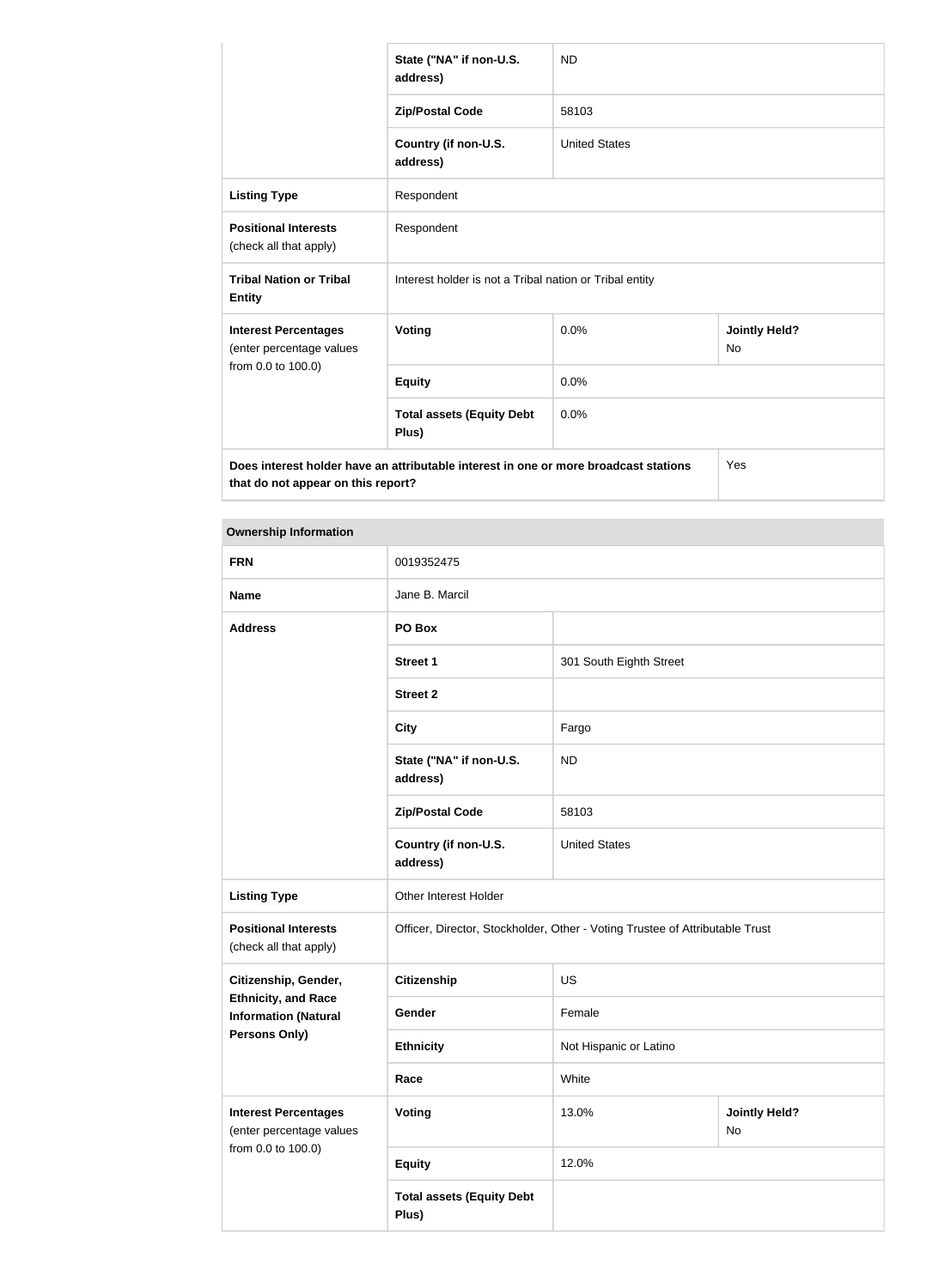| | | | |
|---|---|---|---|
| | State ("NA" if non-U.S. address) | ND | |
| | Zip/Postal Code | 58103 | |
| | Country (if non-U.S. address) | United States | |
| **Listing Type** | Respondent | | |
| **Positional Interests** (check all that apply) | Respondent | | |
| **Tribal Nation or Tribal Entity** | Interest holder is not a Tribal nation or Tribal entity | | |
| **Interest Percentages** (enter percentage values from 0.0 to 100.0) | **Voting** | 0.0% | **Jointly Held?** No |
| | **Equity** | 0.0% | |
| | **Total assets (Equity Debt Plus)** | 0.0% | |
| **Does interest holder have an attributable interest in one or more broadcast stations that do not appear on this report?** | | | Yes |

| **Ownership Information** | | | |
|---|---|---|---|
| **FRN** | 0019352475 | | |
| **Name** | Jane B. Marcil | | |
| **Address** | **PO Box** | | |
| | **Street 1** | 301 South Eighth Street | |
| | **Street 2** | | |
| | **City** | Fargo | |
| | **State ("NA" if non-U.S. address)** | ND | |
| | **Zip/Postal Code** | 58103 | |
| | **Country (if non-U.S. address)** | United States | |
| **Listing Type** | Other Interest Holder | | |
| **Positional Interests** (check all that apply) | Officer, Director, Stockholder, Other - Voting Trustee of Attributable Trust | | |
| **Citizenship, Gender, Ethnicity, and Race Information (Natural Persons Only)** | **Citizenship** | US | |
| | **Gender** | Female | |
| | **Ethnicity** | Not Hispanic or Latino | |
| | **Race** | White | |
| **Interest Percentages** (enter percentage values from 0.0 to 100.0) | **Voting** | 13.0% | **Jointly Held?** No |
| | **Equity** | 12.0% | |
| | **Total assets (Equity Debt Plus)** | | |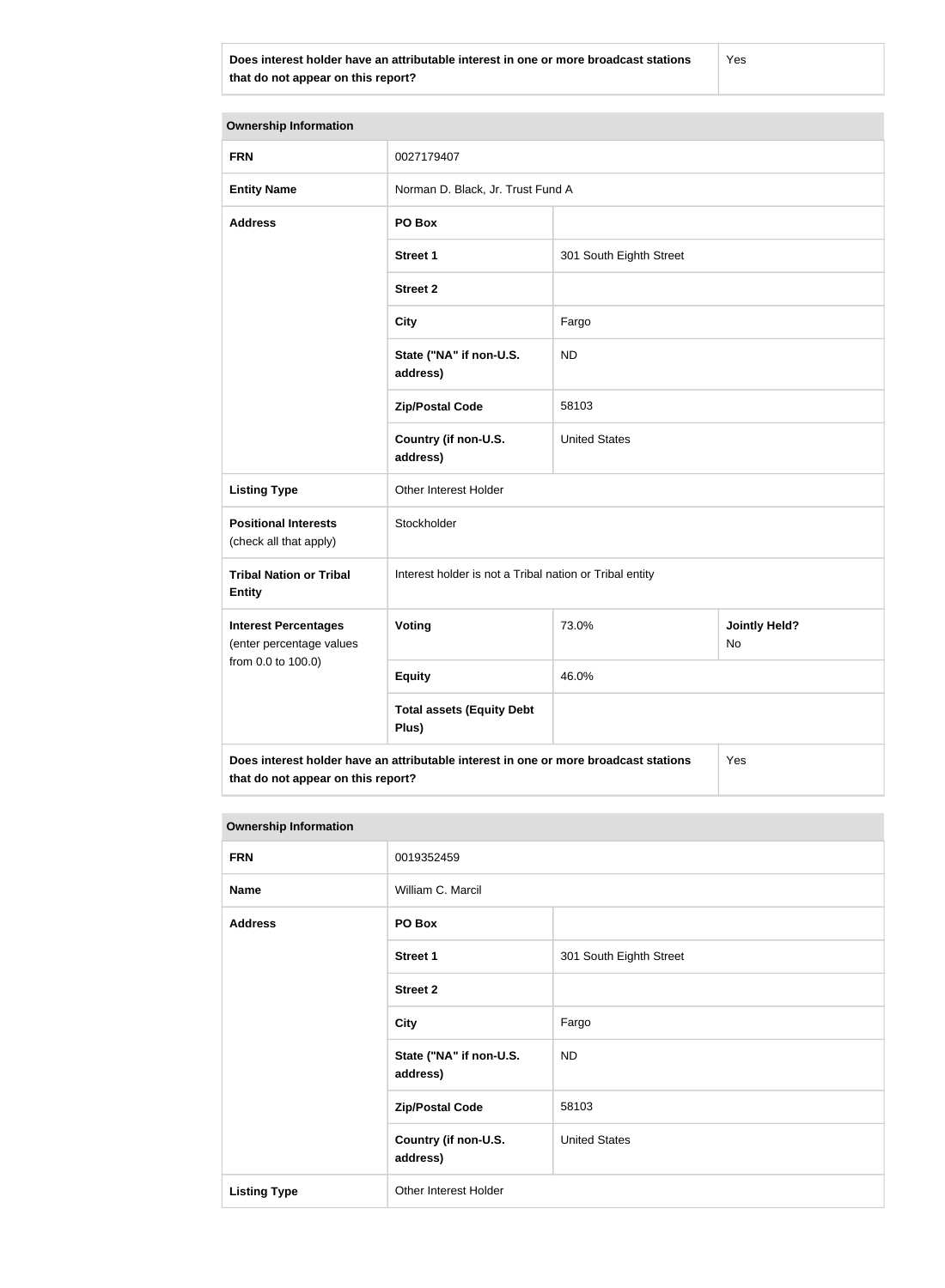| Does interest holder have an attributable interest in one or more broadcast stations that do not appear on this report? | Yes |
|---|---|

| Ownership Information | | | |
|---|---|---|---|
| **FRN** | 0027179407 | | |
| **Entity Name** | Norman D. Black, Jr. Trust Fund A | | |
| **Address** | **PO Box** | | |
| | **Street 1** | 301 South Eighth Street | |
| | **Street 2** | | |
| | **City** | Fargo | |
| | **State ("NA" if non-U.S. address)** | ND | |
| | **Zip/Postal Code** | 58103 | |
| | **Country (if non-U.S. address)** | United States | |
| **Listing Type** | Other Interest Holder | | |
| **Positional Interests** (check all that apply) | Stockholder | | |
| **Tribal Nation or Tribal Entity** | Interest holder is not a Tribal nation or Tribal entity | | |
| **Interest Percentages** (enter percentage values from 0.0 to 100.0) | **Voting** | 73.0% | **Jointly Held?** No |
| | **Equity** | 46.0% | |
| | **Total assets (Equity Debt Plus)** | | |
| **Does interest holder have an attributable interest in one or more broadcast stations that do not appear on this report?** | | | Yes |

| Ownership Information | | |
|---|---|---|
| **FRN** | 0019352459 | |
| **Name** | William C. Marcil | |
| **Address** | **PO Box** | |
| | **Street 1** | 301 South Eighth Street |
| | **Street 2** | |
| | **City** | Fargo |
| | **State ("NA" if non-U.S. address)** | ND |
| | **Zip/Postal Code** | 58103 |
| | **Country (if non-U.S. address)** | United States |
| **Listing Type** | Other Interest Holder | |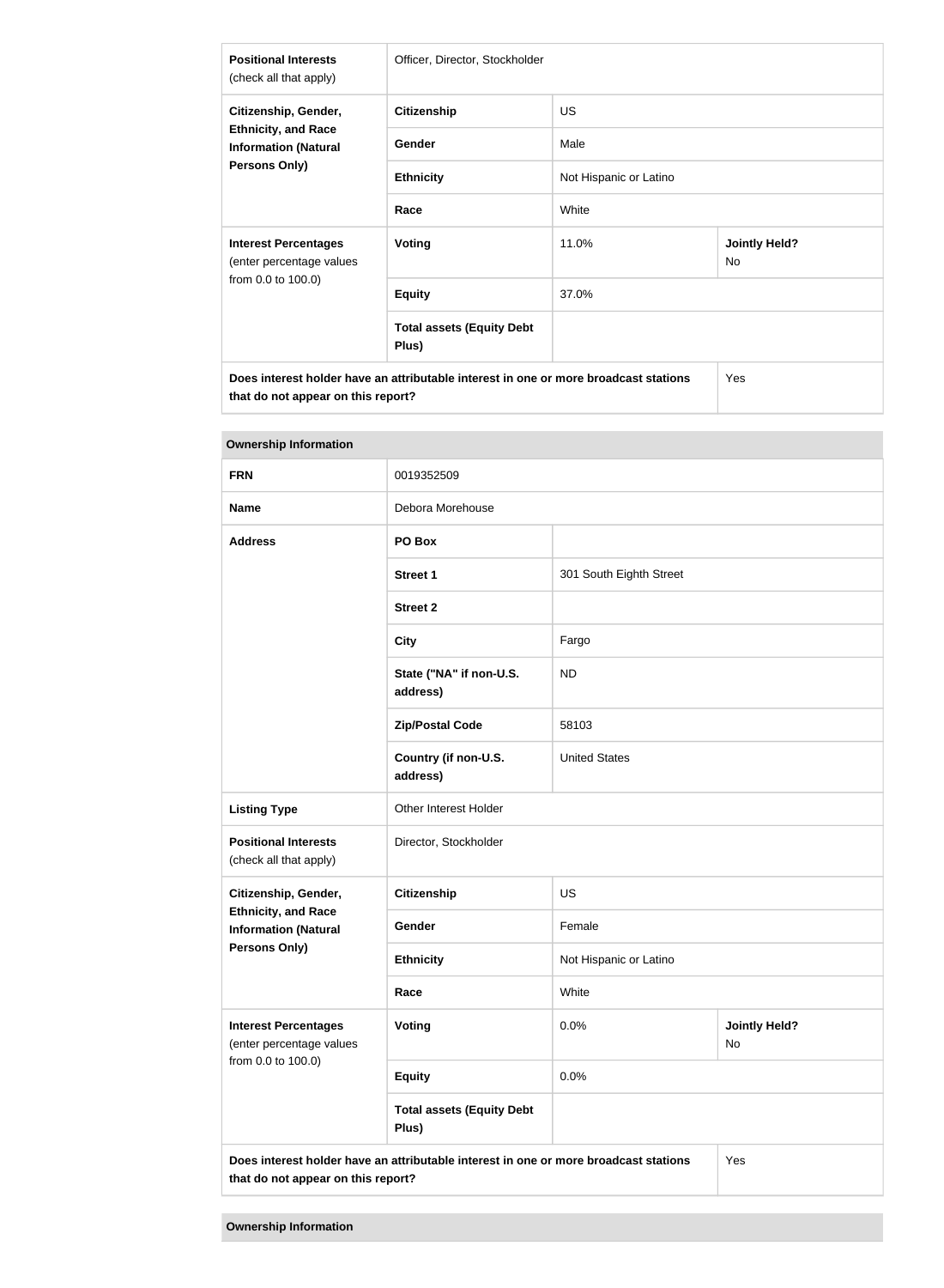| Positional Interests (check all that apply) | Officer, Director, Stockholder | |
|---|---|---|
| Citizenship, Gender, Ethnicity, and Race Information (Natural Persons Only) | Citizenship | US |
| | Gender | Male |
| | Ethnicity | Not Hispanic or Latino |
| | Race | White |
| Interest Percentages (enter percentage values from 0.0 to 100.0) | Voting | 11.0% | Jointly Held? No |
| | Equity | 37.0% |
| | Total assets (Equity Debt Plus) | |
| Does interest holder have an attributable interest in one or more broadcast stations that do not appear on this report? | | Yes |

**Ownership Information**

| FRN | 0019352509 | |
|---|---|---|
| Name | Debora Morehouse | |
| Address | PO Box | |
| | Street 1 | 301 South Eighth Street |
| | Street 2 | |
| | City | Fargo |
| | State ("NA" if non-U.S. address) | ND |
| | Zip/Postal Code | 58103 |
| | Country (if non-U.S. address) | United States |
| Listing Type | Other Interest Holder | |
| Positional Interests (check all that apply) | Director, Stockholder | |
| Citizenship, Gender, Ethnicity, and Race Information (Natural Persons Only) | Citizenship | US |
| | Gender | Female |
| | Ethnicity | Not Hispanic or Latino |
| | Race | White |
| Interest Percentages (enter percentage values from 0.0 to 100.0) | Voting | 0.0% | Jointly Held? No |
| | Equity | 0.0% |
| | Total assets (Equity Debt Plus) | |
| Does interest holder have an attributable interest in one or more broadcast stations that do not appear on this report? | | Yes |

**Ownership Information**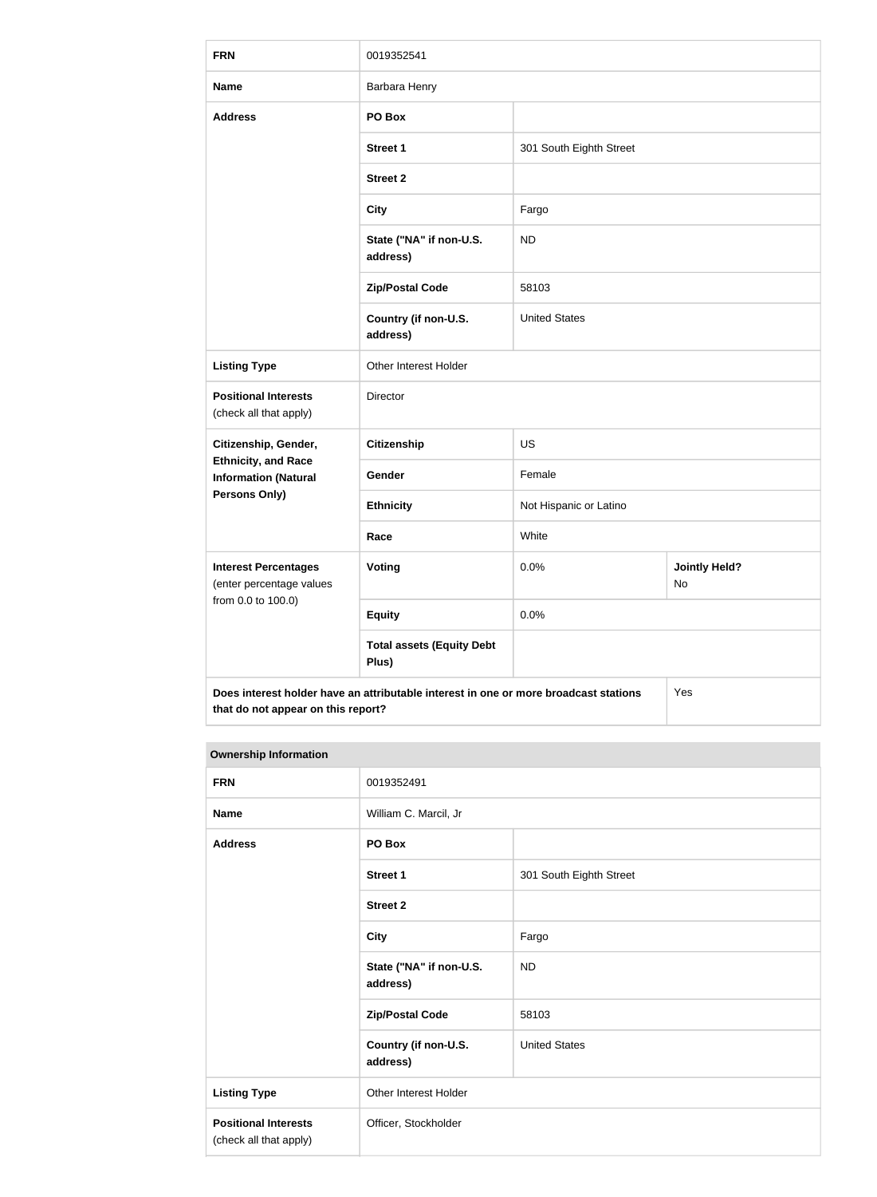| FRN | 0019352541 | | |
|---|---|---|---|
| **Name** | Barbara Henry | | |
| **Address** | **PO Box** | | |
| | **Street 1** | 301 South Eighth Street | |
| | **Street 2** | | |
| | **City** | Fargo | |
| | **State ("NA" if non-U.S. address)** | ND | |
| | **Zip/Postal Code** | 58103 | |
| | **Country (if non-U.S. address)** | United States | |
| **Listing Type** | Other Interest Holder | | |
| **Positional Interests** (check all that apply) | Director | | |
| **Citizenship, Gender, Ethnicity, and Race Information (Natural Persons Only)** | **Citizenship** | US | |
| | **Gender** | Female | |
| | **Ethnicity** | Not Hispanic or Latino | |
| | **Race** | White | |
| **Interest Percentages** (enter percentage values from 0.0 to 100.0) | **Voting** | 0.0% | **Jointly Held?** No |
| | **Equity** | 0.0% | |
| | **Total assets (Equity Debt Plus)** | | |
| **Does interest holder have an attributable interest in one or more broadcast stations that do not appear on this report?** | | | Yes |

**Ownership Information**

| FRN | 0019352491 | |
|---|---|---|
| **Name** | William C. Marcil, Jr | |
| **Address** | **PO Box** | |
| | **Street 1** | 301 South Eighth Street |
| | **Street 2** | |
| | **City** | Fargo |
| | **State ("NA" if non-U.S. address)** | ND |
| | **Zip/Postal Code** | 58103 |
| | **Country (if non-U.S. address)** | United States |
| **Listing Type** | Other Interest Holder | |
| **Positional Interests** (check all that apply) | Officer, Stockholder | |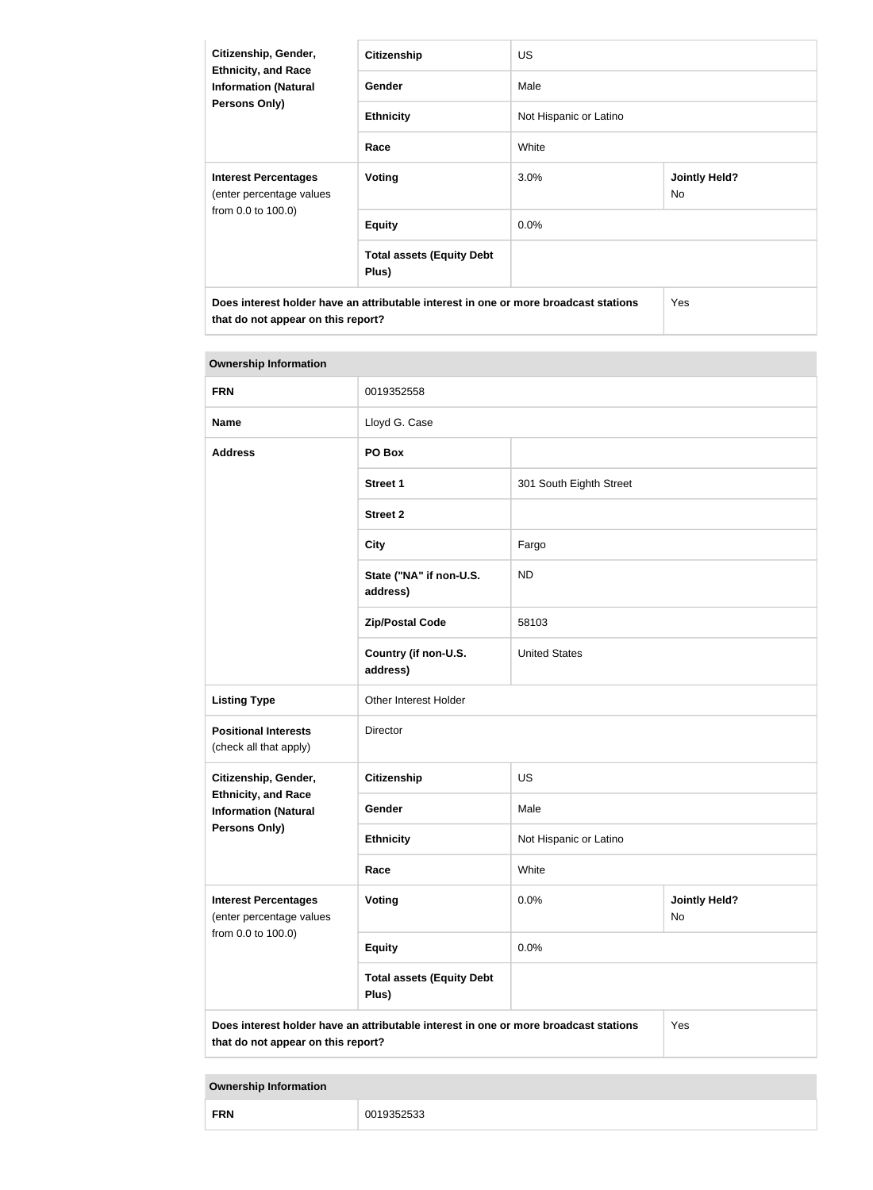| Citizenship, Gender, Ethnicity, and Race Information (Natural Persons Only) | Citizenship | US | |
|---|---|---|---|
| | Gender | Male | |
| | Ethnicity | Not Hispanic or Latino | |
| | Race | White | |
| **Interest Percentages** (enter percentage values from 0.0 to 100.0) | Voting | 3.0% | Jointly Held? No |
| | Equity | 0.0% | |
| | Total assets (Equity Debt Plus) | | |
| **Does interest holder have an attributable interest in one or more broadcast stations that do not appear on this report?** | | | Yes |

| Ownership Information | | | |
|---|---|---|---|
| **FRN** | 0019352558 | | |
| **Name** | Lloyd G. Case | | |
| **Address** | PO Box | | |
| | Street 1 | 301 South Eighth Street | |
| | Street 2 | | |
| | City | Fargo | |
| | State ("NA" if non-U.S. address) | ND | |
| | Zip/Postal Code | 58103 | |
| | Country (if non-U.S. address) | United States | |
| **Listing Type** | Other Interest Holder | | |
| **Positional Interests** (check all that apply) | Director | | |
| **Citizenship, Gender, Ethnicity, and Race Information (Natural Persons Only)** | Citizenship | US | |
| | Gender | Male | |
| | Ethnicity | Not Hispanic or Latino | |
| | Race | White | |
| **Interest Percentages** (enter percentage values from 0.0 to 100.0) | Voting | 0.0% | Jointly Held? No |
| | Equity | 0.0% | |
| | Total assets (Equity Debt Plus) | | |
| **Does interest holder have an attributable interest in one or more broadcast stations that do not appear on this report?** | | | Yes |

| Ownership Information | |
|---|---|
| **FRN** | 0019352533 |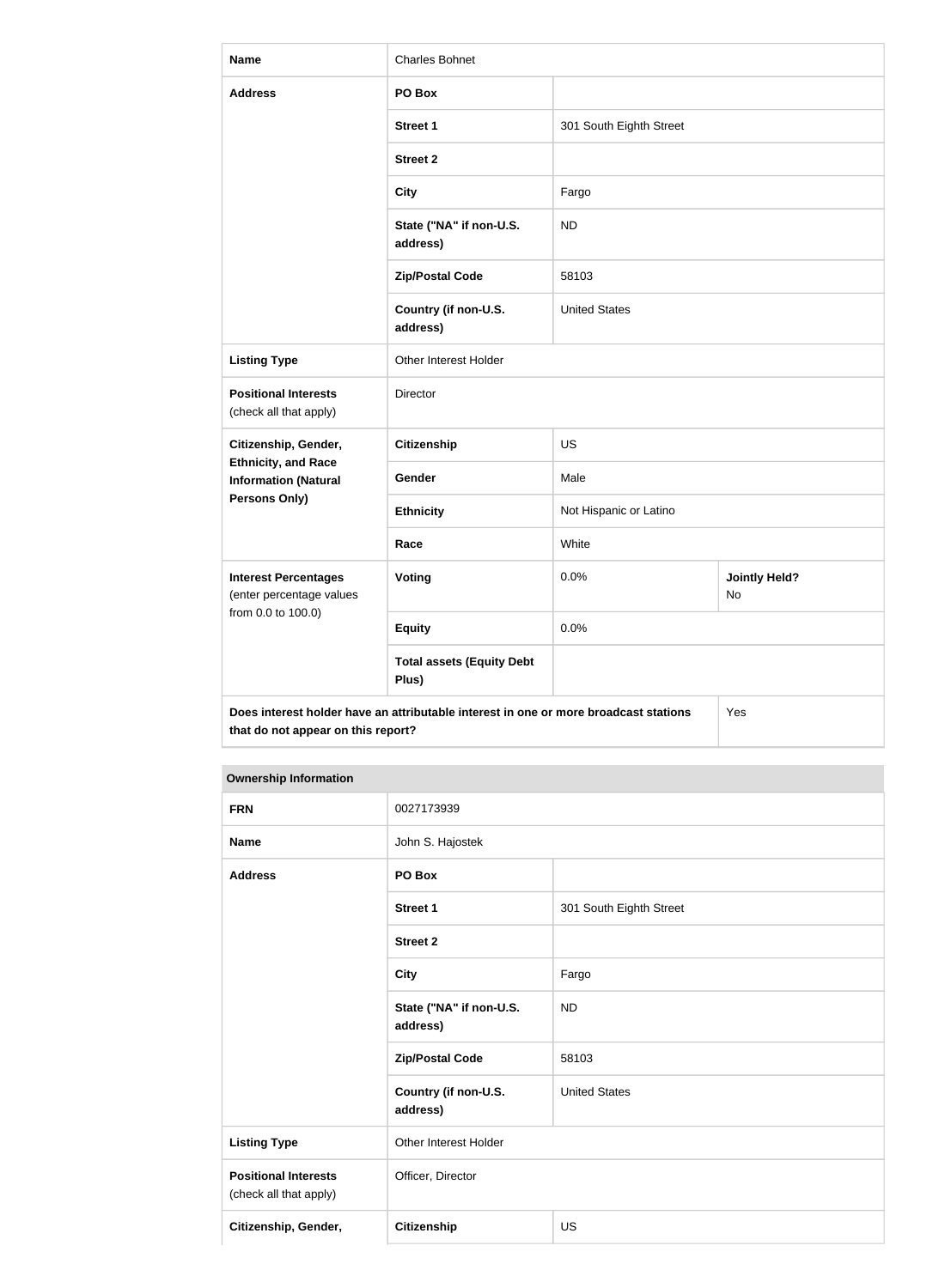| | | | |
|---|---|---|---|
| **Name** | Charles Bohnet | | |
| **Address** | **PO Box** | | |
| | **Street 1** | 301 South Eighth Street | |
| | **Street 2** | | |
| | **City** | Fargo | |
| | **State ("NA" if non-U.S. address)** | ND | |
| | **Zip/Postal Code** | 58103 | |
| | **Country (if non-U.S. address)** | United States | |
| **Listing Type** | Other Interest Holder | | |
| **Positional Interests** (check all that apply) | Director | | |
| **Citizenship, Gender, Ethnicity, and Race Information (Natural Persons Only)** | **Citizenship** | US | |
| | **Gender** | Male | |
| | **Ethnicity** | Not Hispanic or Latino | |
| | **Race** | White | |
| **Interest Percentages** (enter percentage values from 0.0 to 100.0) | **Voting** | 0.0% | **Jointly Held?** No |
| | **Equity** | 0.0% | |
| | **Total assets (Equity Debt Plus)** | | |
| **Does interest holder have an attributable interest in one or more broadcast stations that do not appear on this report?** | | | Yes |

**Ownership Information**

| | | |
|---|---|---|
| **FRN** | 0027173939 | |
| **Name** | John S. Hajostek | |
| **Address** | **PO Box** | |
| | **Street 1** | 301 South Eighth Street |
| | **Street 2** | |
| | **City** | Fargo |
| | **State ("NA" if non-U.S. address)** | ND |
| | **Zip/Postal Code** | 58103 |
| | **Country (if non-U.S. address)** | United States |
| **Listing Type** | Other Interest Holder | |
| **Positional Interests** (check all that apply) | Officer, Director | |
| **Citizenship, Gender,** | **Citizenship** | US |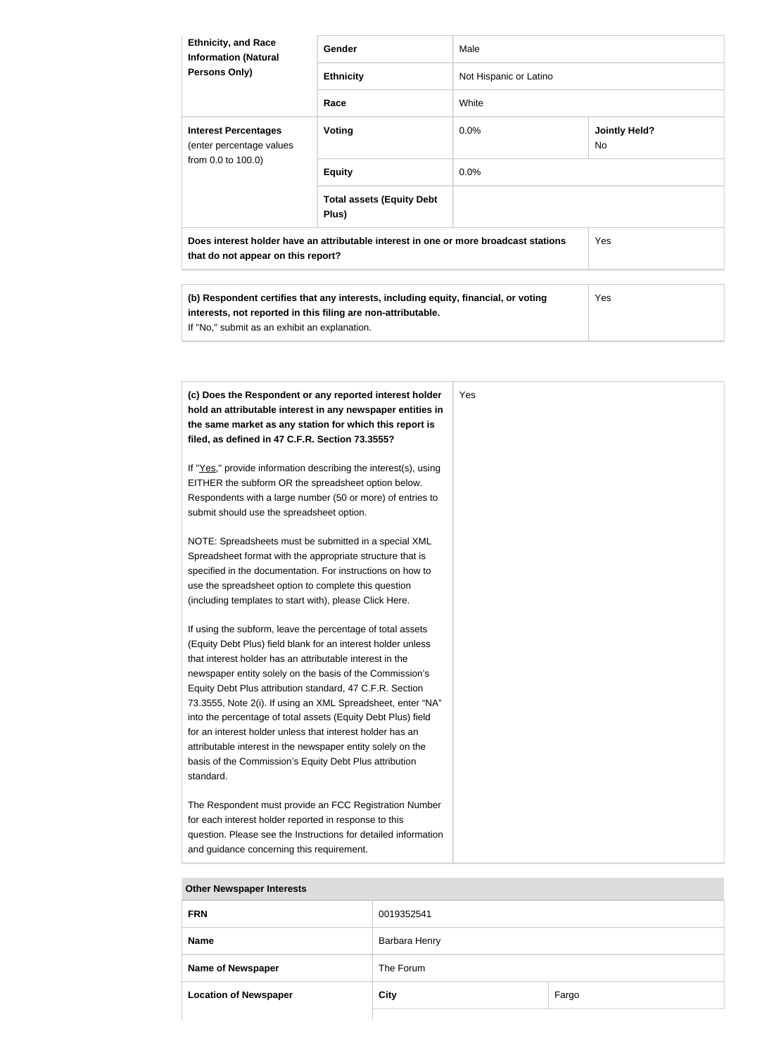| Ethnicity, and Race Information (Natural Persons Only) | Gender | Male | |
|---|---|---|---|
| | Ethnicity | Not Hispanic or Latino | |
| | Race | White | |
| **Interest Percentages** (enter percentage values from 0.0 to 100.0) | **Voting** | 0.0% | **Jointly Held?** No |
| | **Equity** | 0.0% | |
| | **Total assets (Equity Debt Plus)** | | |
| **Does interest holder have an attributable interest in one or more broadcast stations that do not appear on this report?** | | | Yes |

| **(b) Respondent certifies that any interests, including equity, financial, or voting interests, not reported in this filing are non-attributable.** If "No," submit as an exhibit an explanation. | Yes |
|---|---|

| **(c) Does the Respondent or any reported interest holder hold an attributable interest in any newspaper entities in the same market as any station for which this report is filed, as defined in 47 C.F.R. Section 73.3555?** | Yes |
|---|---|

If "Yes," provide information describing the interest(s), using EITHER the subform OR the spreadsheet option below. Respondents with a large number (50 or more) of entries to submit should use the spreadsheet option.

NOTE: Spreadsheets must be submitted in a special XML Spreadsheet format with the appropriate structure that is specified in the documentation. For instructions on how to use the spreadsheet option to complete this question (including templates to start with), please Click Here.

If using the subform, leave the percentage of total assets (Equity Debt Plus) field blank for an interest holder unless that interest holder has an attributable interest in the newspaper entity solely on the basis of the Commission's Equity Debt Plus attribution standard, 47 C.F.R. Section 73.3555, Note 2(i). If using an XML Spreadsheet, enter "NA" into the percentage of total assets (Equity Debt Plus) field for an interest holder unless that interest holder has an attributable interest in the newspaper entity solely on the basis of the Commission's Equity Debt Plus attribution standard.

The Respondent must provide an FCC Registration Number for each interest holder reported in response to this question. Please see the Instructions for detailed information and guidance concerning this requirement.

| Other Newspaper Interests | | |
|---|---|---|
| **FRN** | 0019352541 | |
| **Name** | Barbara Henry | |
| **Name of Newspaper** | The Forum | |
| **Location of Newspaper** | **City** | Fargo |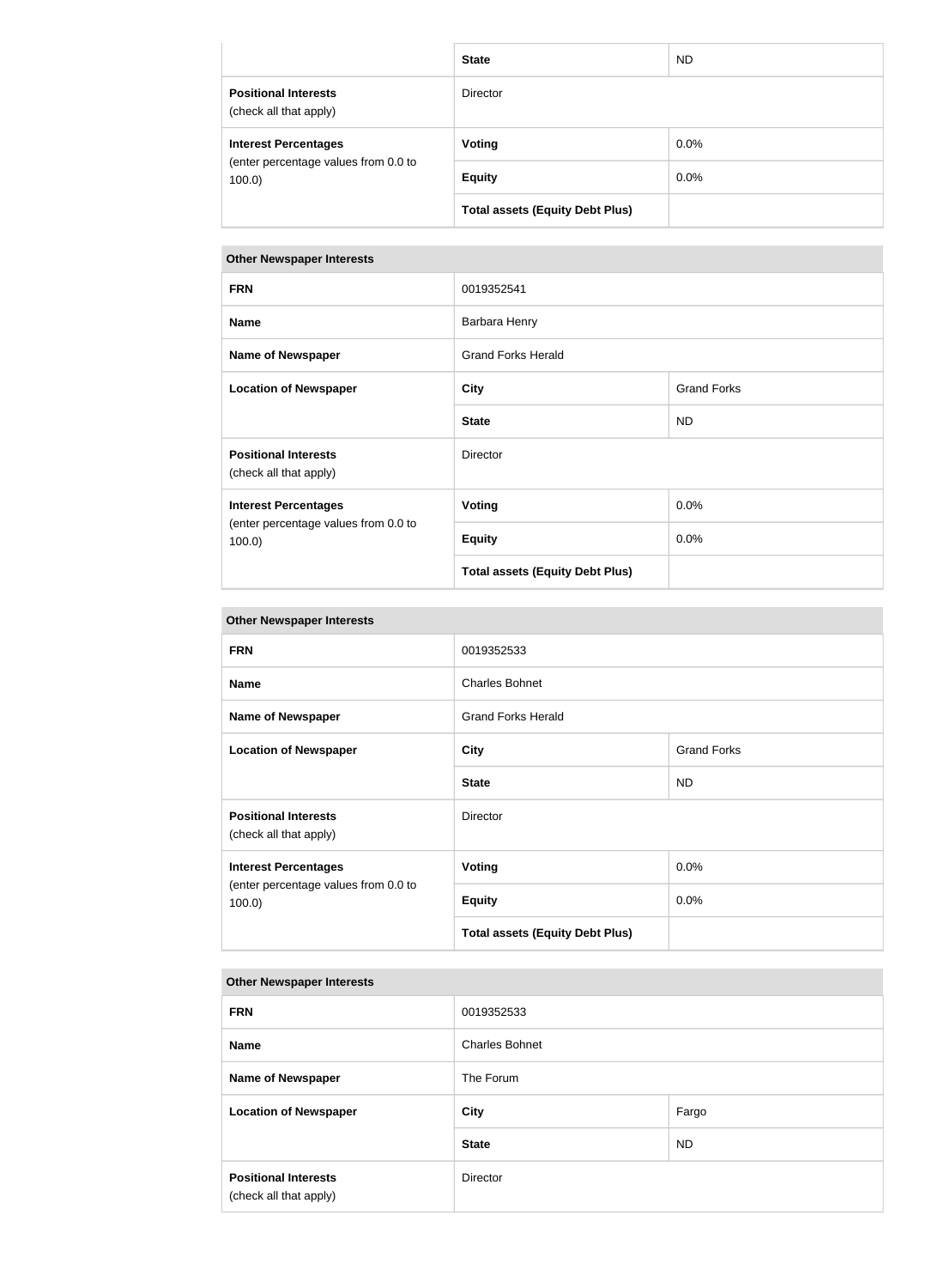| | | |
|---|---|---|
| | **State** | ND |
| **Positional Interests** (check all that apply) | Director | |
| **Interest Percentages** (enter percentage values from 0.0 to 100.0) | **Voting** | 0.0% |
| | **Equity** | 0.0% |
| | **Total assets (Equity Debt Plus)** | |

| **Other Newspaper Interests** | | |
|---|---|---|
| **FRN** | 0019352541 | |
| **Name** | Barbara Henry | |
| **Name of Newspaper** | Grand Forks Herald | |
| **Location of Newspaper** | **City** | Grand Forks |
| | **State** | ND |
| **Positional Interests** (check all that apply) | Director | |
| **Interest Percentages** (enter percentage values from 0.0 to 100.0) | **Voting** | 0.0% |
| | **Equity** | 0.0% |
| | **Total assets (Equity Debt Plus)** | |

| **Other Newspaper Interests** | | |
|---|---|---|
| **FRN** | 0019352533 | |
| **Name** | Charles Bohnet | |
| **Name of Newspaper** | Grand Forks Herald | |
| **Location of Newspaper** | **City** | Grand Forks |
| | **State** | ND |
| **Positional Interests** (check all that apply) | Director | |
| **Interest Percentages** (enter percentage values from 0.0 to 100.0) | **Voting** | 0.0% |
| | **Equity** | 0.0% |
| | **Total assets (Equity Debt Plus)** | |

| **Other Newspaper Interests** | | |
|---|---|---|
| **FRN** | 0019352533 | |
| **Name** | Charles Bohnet | |
| **Name of Newspaper** | The Forum | |
| **Location of Newspaper** | **City** | Fargo |
| | **State** | ND |
| **Positional Interests** (check all that apply) | Director | |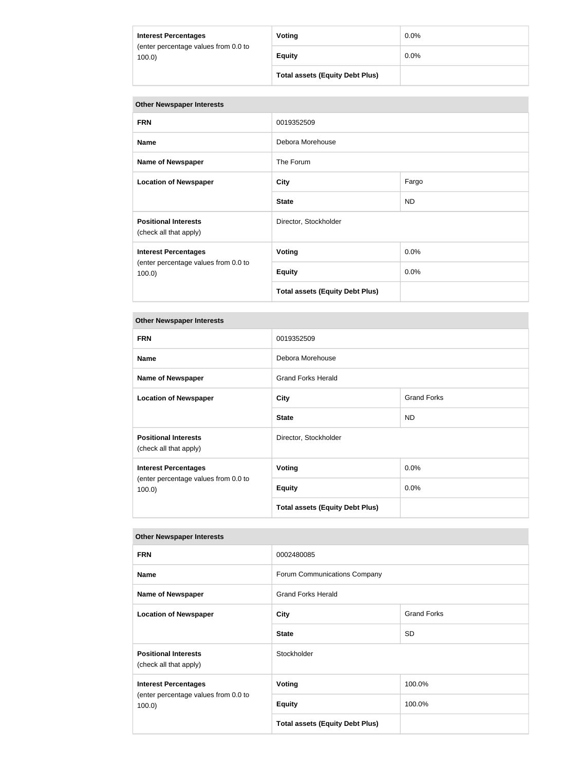| Interest Percentages (enter percentage values from 0.0 to 100.0) | Voting | 0.0% |
| --- | --- | --- |
| | Equity | 0.0% |
| | Total assets (Equity Debt Plus) | |

| Other Newspaper Interests | | |
| --- | --- | --- |
| FRN | 0019352509 | |
| Name | Debora Morehouse | |
| Name of Newspaper | The Forum | |
| Location of Newspaper | City | Fargo |
| | State | ND |
| Positional Interests (check all that apply) | Director, Stockholder | |
| Interest Percentages (enter percentage values from 0.0 to 100.0) | Voting | 0.0% |
| | Equity | 0.0% |
| | Total assets (Equity Debt Plus) | |

| Other Newspaper Interests | | |
| --- | --- | --- |
| FRN | 0019352509 | |
| Name | Debora Morehouse | |
| Name of Newspaper | Grand Forks Herald | |
| Location of Newspaper | City | Grand Forks |
| | State | ND |
| Positional Interests (check all that apply) | Director, Stockholder | |
| Interest Percentages (enter percentage values from 0.0 to 100.0) | Voting | 0.0% |
| | Equity | 0.0% |
| | Total assets (Equity Debt Plus) | |

| Other Newspaper Interests | | |
| --- | --- | --- |
| FRN | 0002480085 | |
| Name | Forum Communications Company | |
| Name of Newspaper | Grand Forks Herald | |
| Location of Newspaper | City | Grand Forks |
| | State | SD |
| Positional Interests (check all that apply) | Stockholder | |
| Interest Percentages (enter percentage values from 0.0 to 100.0) | Voting | 100.0% |
| | Equity | 100.0% |
| | Total assets (Equity Debt Plus) | |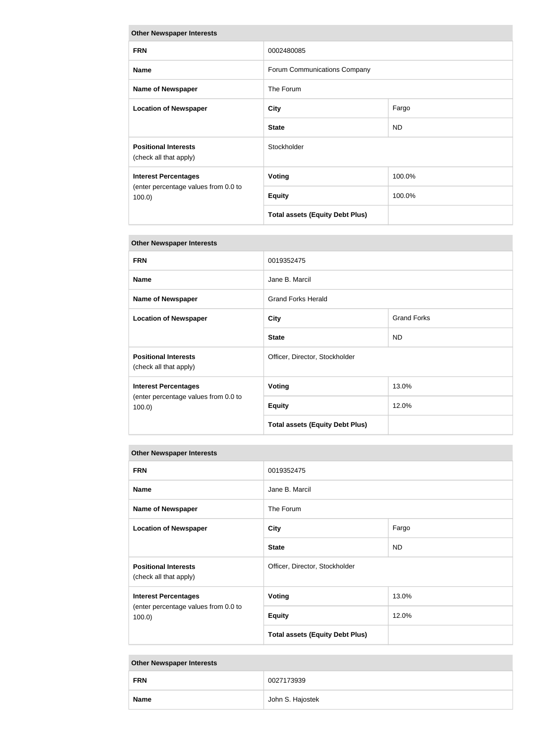| Other Newspaper Interests | | |
|---|---|---|
| **FRN** | 0002480085 | |
| **Name** | Forum Communications Company | |
| **Name of Newspaper** | The Forum | |
| **Location of Newspaper** | **City** | Fargo |
| | **State** | ND |
| **Positional Interests** (check all that apply) | Stockholder | |
| **Interest Percentages** (enter percentage values from 0.0 to 100.0) | **Voting** | 100.0% |
| | **Equity** | 100.0% |
| | **Total assets (Equity Debt Plus)** | |

| Other Newspaper Interests | | |
|---|---|---|
| **FRN** | 0019352475 | |
| **Name** | Jane B. Marcil | |
| **Name of Newspaper** | Grand Forks Herald | |
| **Location of Newspaper** | **City** | Grand Forks |
| | **State** | ND |
| **Positional Interests** (check all that apply) | Officer, Director, Stockholder | |
| **Interest Percentages** (enter percentage values from 0.0 to 100.0) | **Voting** | 13.0% |
| | **Equity** | 12.0% |
| | **Total assets (Equity Debt Plus)** | |

| Other Newspaper Interests | | |
|---|---|---|
| **FRN** | 0019352475 | |
| **Name** | Jane B. Marcil | |
| **Name of Newspaper** | The Forum | |
| **Location of Newspaper** | **City** | Fargo |
| | **State** | ND |
| **Positional Interests** (check all that apply) | Officer, Director, Stockholder | |
| **Interest Percentages** (enter percentage values from 0.0 to 100.0) | **Voting** | 13.0% |
| | **Equity** | 12.0% |
| | **Total assets (Equity Debt Plus)** | |

| Other Newspaper Interests | |
|---|---|
| **FRN** | 0027173939 |
| **Name** | John S. Hajostek |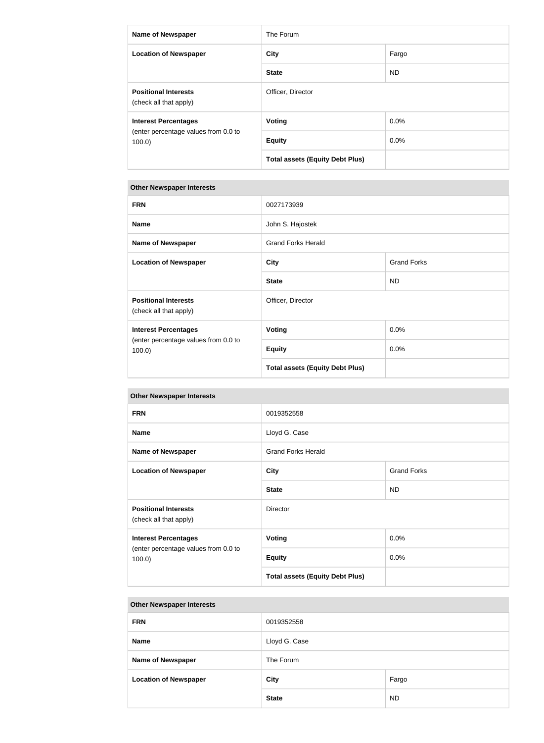| | | |
|---|---|---|
| **Name of Newspaper** | The Forum | |
| **Location of Newspaper** | **City** | Fargo |
| | **State** | ND |
| **Positional Interests** (check all that apply) | Officer, Director | |
| **Interest Percentages** (enter percentage values from 0.0 to 100.0) | **Voting** | 0.0% |
| | **Equity** | 0.0% |
| | **Total assets (Equity Debt Plus)** | |

| **Other Newspaper Interests** | | |
|---|---|---|
| **FRN** | 0027173939 | |
| **Name** | John S. Hajostek | |
| **Name of Newspaper** | Grand Forks Herald | |
| **Location of Newspaper** | **City** | Grand Forks |
| | **State** | ND |
| **Positional Interests** (check all that apply) | Officer, Director | |
| **Interest Percentages** (enter percentage values from 0.0 to 100.0) | **Voting** | 0.0% |
| | **Equity** | 0.0% |
| | **Total assets (Equity Debt Plus)** | |

| **Other Newspaper Interests** | | |
|---|---|---|
| **FRN** | 0019352558 | |
| **Name** | Lloyd G. Case | |
| **Name of Newspaper** | Grand Forks Herald | |
| **Location of Newspaper** | **City** | Grand Forks |
| | **State** | ND |
| **Positional Interests** (check all that apply) | Director | |
| **Interest Percentages** (enter percentage values from 0.0 to 100.0) | **Voting** | 0.0% |
| | **Equity** | 0.0% |
| | **Total assets (Equity Debt Plus)** | |

| **Other Newspaper Interests** | | |
|---|---|---|
| **FRN** | 0019352558 | |
| **Name** | Lloyd G. Case | |
| **Name of Newspaper** | The Forum | |
| **Location of Newspaper** | **City** | Fargo |
| | **State** | ND |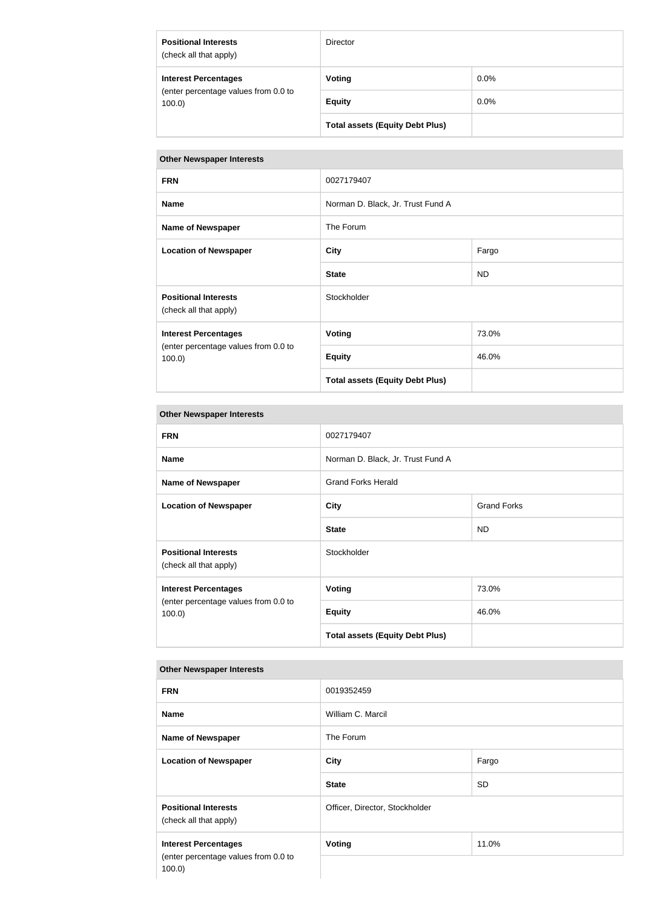| | | |
|---|---|---|
| **Positional Interests** (check all that apply) | Director | |
| **Interest Percentages** (enter percentage values from 0.0 to 100.0) | **Voting** | 0.0% |
| | **Equity** | 0.0% |
| | **Total assets (Equity Debt Plus)** | |

| **Other Newspaper Interests** | | |
|---|---|---|
| **FRN** | 0027179407 | |
| **Name** | Norman D. Black, Jr. Trust Fund A | |
| **Name of Newspaper** | The Forum | |
| **Location of Newspaper** | **City** | Fargo |
| | **State** | ND |
| **Positional Interests** (check all that apply) | Stockholder | |
| **Interest Percentages** (enter percentage values from 0.0 to 100.0) | **Voting** | 73.0% |
| | **Equity** | 46.0% |
| | **Total assets (Equity Debt Plus)** | |

| **Other Newspaper Interests** | | |
|---|---|---|
| **FRN** | 0027179407 | |
| **Name** | Norman D. Black, Jr. Trust Fund A | |
| **Name of Newspaper** | Grand Forks Herald | |
| **Location of Newspaper** | **City** | Grand Forks |
| | **State** | ND |
| **Positional Interests** (check all that apply) | Stockholder | |
| **Interest Percentages** (enter percentage values from 0.0 to 100.0) | **Voting** | 73.0% |
| | **Equity** | 46.0% |
| | **Total assets (Equity Debt Plus)** | |

| **Other Newspaper Interests** | | |
|---|---|---|
| **FRN** | 0019352459 | |
| **Name** | William C. Marcil | |
| **Name of Newspaper** | The Forum | |
| **Location of Newspaper** | **City** | Fargo |
| | **State** | SD |
| **Positional Interests** (check all that apply) | Officer, Director, Stockholder | |
| **Interest Percentages** (enter percentage values from 0.0 to 100.0) | **Voting** | 11.0% |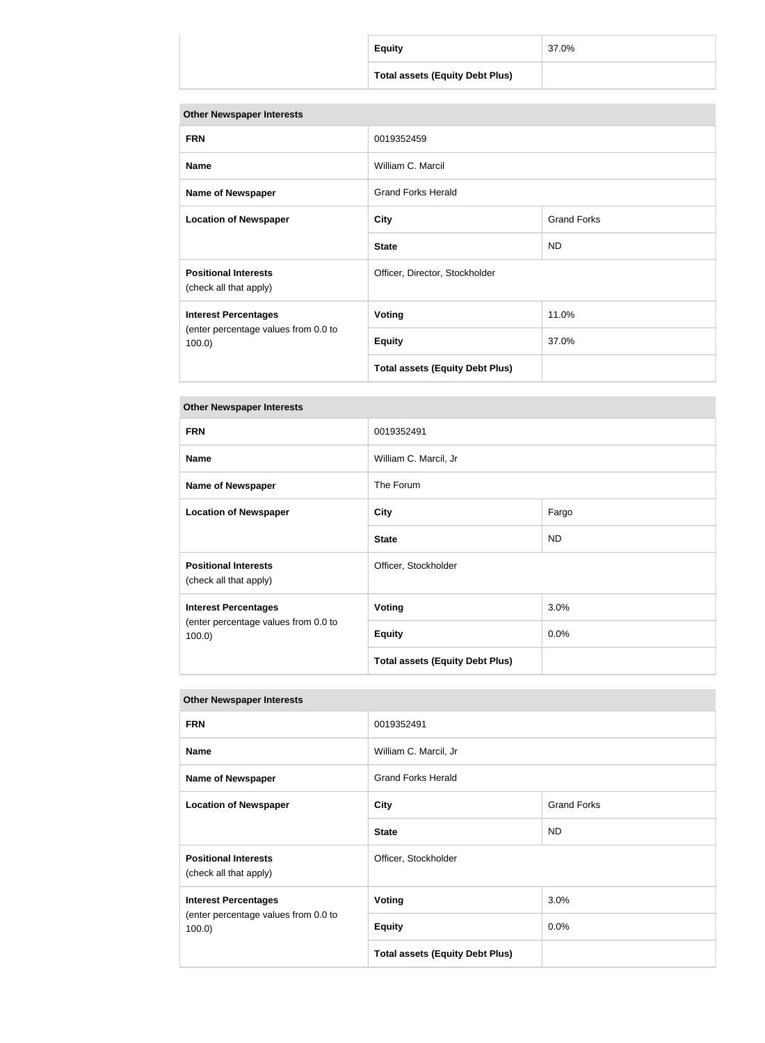| | | |
|---|---|---|
| | **Equity** | 37.0% |
| | **Total assets (Equity Debt Plus)** | |

| **Other Newspaper Interests** | | |
|---|---|---|
| **FRN** | 0019352459 | |
| **Name** | William C. Marcil | |
| **Name of Newspaper** | Grand Forks Herald | |
| **Location of Newspaper** | **City** | Grand Forks |
| | **State** | ND |
| **Positional Interests** (check all that apply) | Officer, Director, Stockholder | |
| **Interest Percentages** (enter percentage values from 0.0 to 100.0) | **Voting** | 11.0% |
| | **Equity** | 37.0% |
| | **Total assets (Equity Debt Plus)** | |

| **Other Newspaper Interests** | | |
|---|---|---|
| **FRN** | 0019352491 | |
| **Name** | William C. Marcil, Jr | |
| **Name of Newspaper** | The Forum | |
| **Location of Newspaper** | **City** | Fargo |
| | **State** | ND |
| **Positional Interests** (check all that apply) | Officer, Stockholder | |
| **Interest Percentages** (enter percentage values from 0.0 to 100.0) | **Voting** | 3.0% |
| | **Equity** | 0.0% |
| | **Total assets (Equity Debt Plus)** | |

| **Other Newspaper Interests** | | |
|---|---|---|
| **FRN** | 0019352491 | |
| **Name** | William C. Marcil, Jr | |
| **Name of Newspaper** | Grand Forks Herald | |
| **Location of Newspaper** | **City** | Grand Forks |
| | **State** | ND |
| **Positional Interests** (check all that apply) | Officer, Stockholder | |
| **Interest Percentages** (enter percentage values from 0.0 to 100.0) | **Voting** | 3.0% |
| | **Equity** | 0.0% |
| | **Total assets (Equity Debt Plus)** | |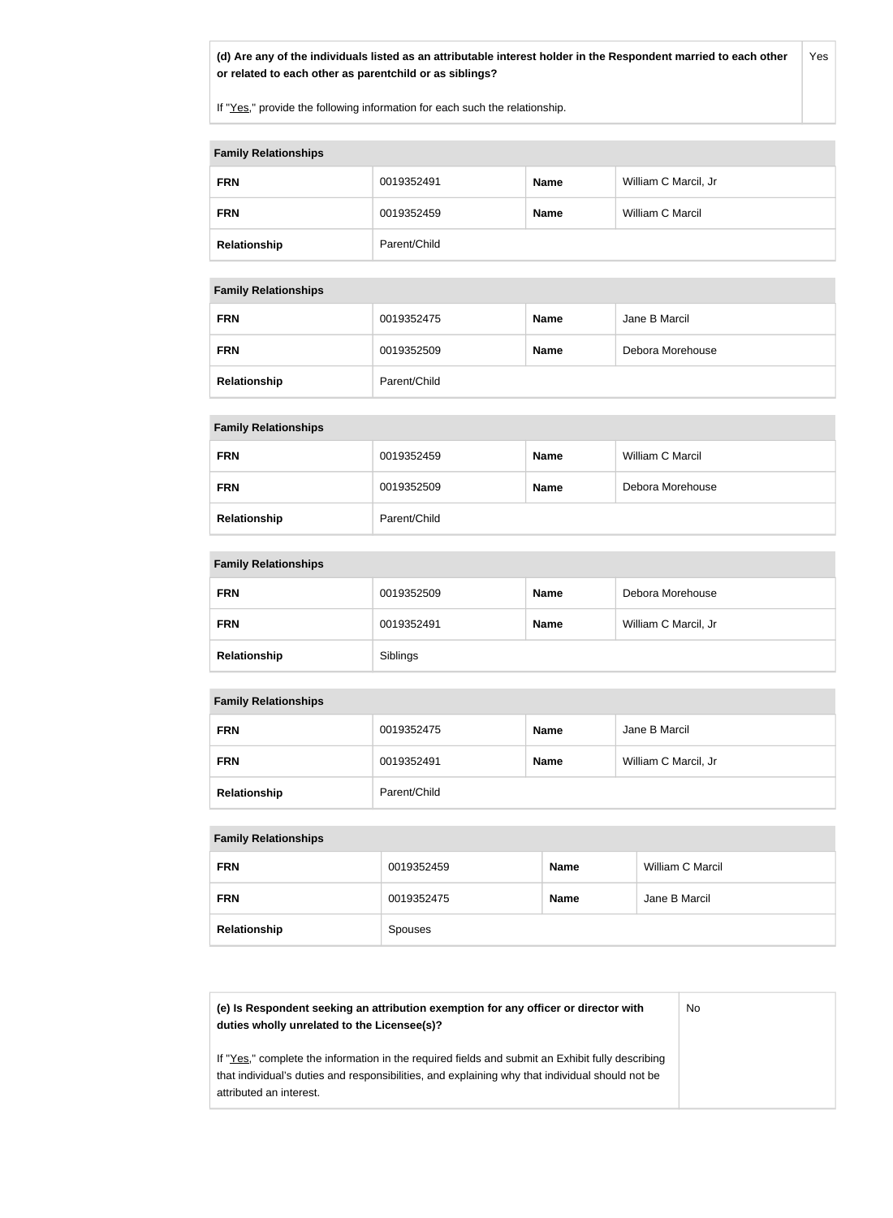| **(d) Are any of the individuals listed as an attributable interest holder in the Respondent married to each other or related to each other as parentchild or as siblings?**<br><br>If "Yes," provide the following information for each such the relationship. | Yes |
|---|---|

| **Family Relationships** | | | |
|---|---|---|---|
| **FRN** | 0019352491 | **Name** | William C Marcil, Jr |
| **FRN** | 0019352459 | **Name** | William C Marcil |
| **Relationship** | Parent/Child | | |

| **Family Relationships** | | | |
|---|---|---|---|
| **FRN** | 0019352475 | **Name** | Jane B Marcil |
| **FRN** | 0019352509 | **Name** | Debora Morehouse |
| **Relationship** | Parent/Child | | |

| **Family Relationships** | | | |
|---|---|---|---|
| **FRN** | 0019352459 | **Name** | William C Marcil |
| **FRN** | 0019352509 | **Name** | Debora Morehouse |
| **Relationship** | Parent/Child | | |

| **Family Relationships** | | | |
|---|---|---|---|
| **FRN** | 0019352509 | **Name** | Debora Morehouse |
| **FRN** | 0019352491 | **Name** | William C Marcil, Jr |
| **Relationship** | Siblings | | |

| **Family Relationships** | | | |
|---|---|---|---|
| **FRN** | 0019352475 | **Name** | Jane B Marcil |
| **FRN** | 0019352491 | **Name** | William C Marcil, Jr |
| **Relationship** | Parent/Child | | |

| **Family Relationships** | | | |
|---|---|---|---|
| **FRN** | 0019352459 | **Name** | William C Marcil |
| **FRN** | 0019352475 | **Name** | Jane B Marcil |
| **Relationship** | Spouses | | |

| **(e) Is Respondent seeking an attribution exemption for any officer or director with duties wholly unrelated to the Licensee(s)?**<br><br>If "Yes," complete the information in the required fields and submit an Exhibit fully describing that individual's duties and responsibilities, and explaining why that individual should not be attributed an interest. | No |
|---|---|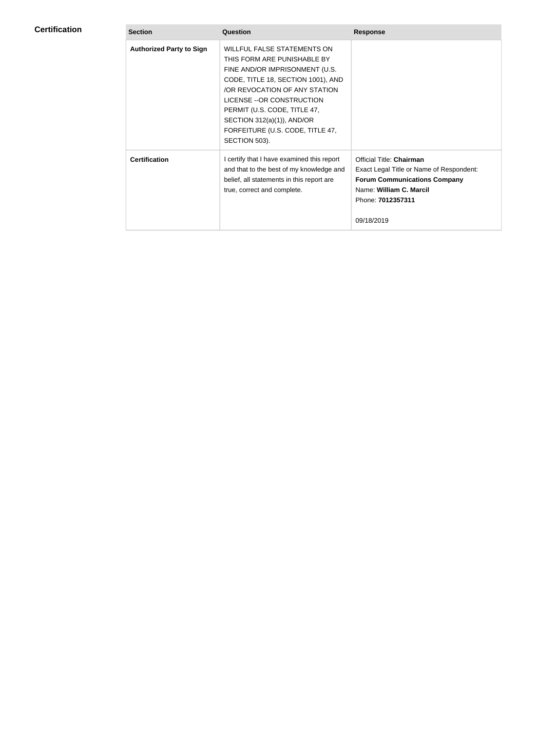## Certification

| Section | Question | Response |
|---|---|---|
| **Authorized Party to Sign** | WILLFUL FALSE STATEMENTS ON THIS FORM ARE PUNISHABLE BY FINE AND/OR IMPRISONMENT (U.S. CODE, TITLE 18, SECTION 1001), AND /OR REVOCATION OF ANY STATION LICENSE --OR CONSTRUCTION PERMIT (U.S. CODE, TITLE 47, SECTION 312(a)(1)), AND/OR FORFEITURE (U.S. CODE, TITLE 47, SECTION 503). | |
| **Certification** | I certify that I have examined this report and that to the best of my knowledge and belief, all statements in this report are true, correct and complete. | Official Title: **Chairman**<br>Exact Legal Title or Name of Respondent: **Forum Communications Company**<br>Name: **William C. Marcil**<br>Phone: **7012357311**<br><br>09/18/2019 |